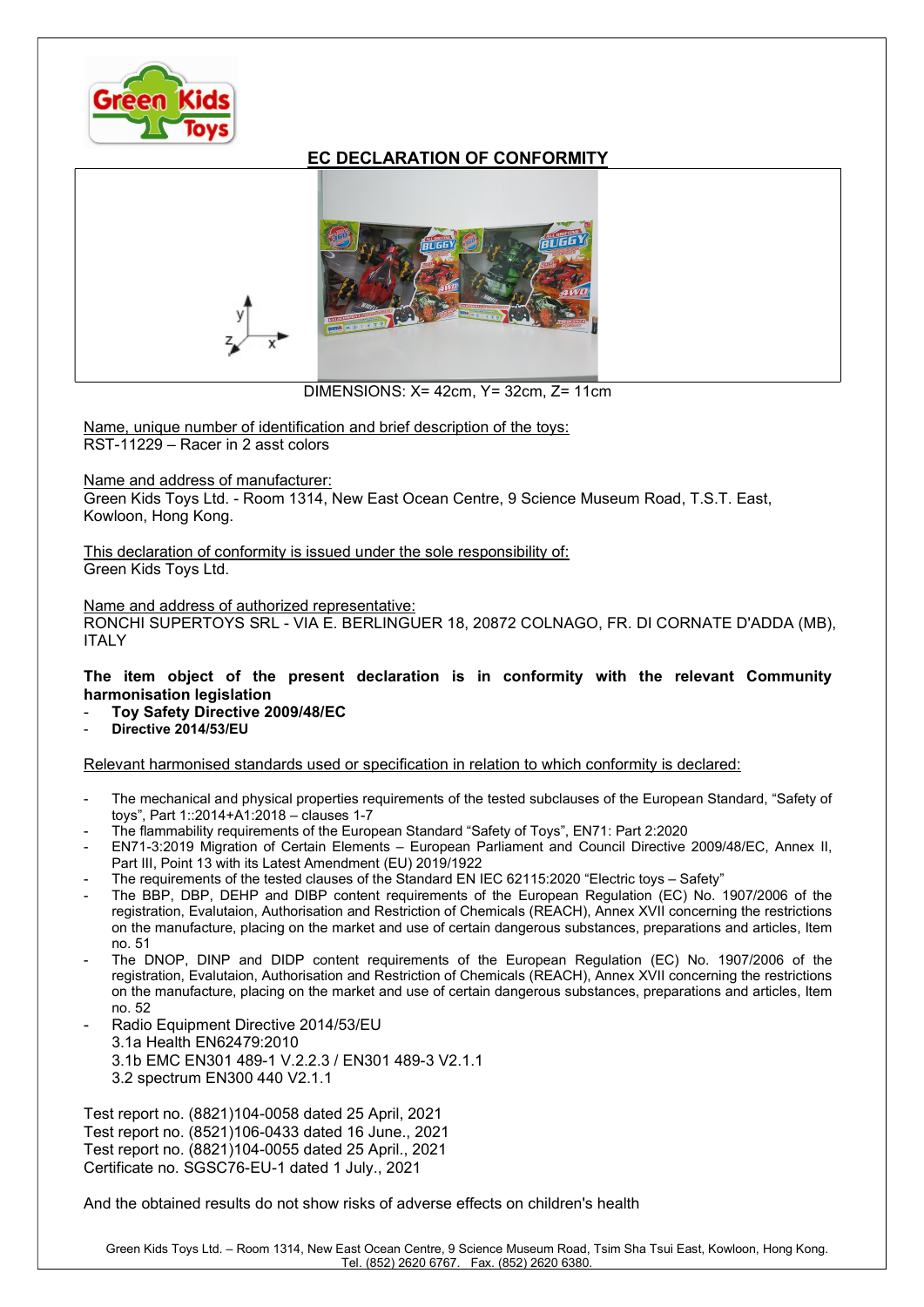# EC DECLARATION OF CONFORMITY

DIMENSIONS: X= 42cm, Y= 32cm, Z= 11cm

Name, unique number of identification and brief description of the toys:
RST-11229 – Racer in 2 asst colors

Name and address of manufacturer:
Green Kids Toys Ltd. - Room 1314, New East Ocean Centre, 9 Science Museum Road, T.S.T. East, Kowloon, Hong Kong.

This declaration of conformity is issued under the sole responsibility of:
Green Kids Toys Ltd.

Name and address of authorized representative:
RONCHI SUPERTOYS SRL - VIA E. BERLINGUER 18, 20872 COLNAGO, FR. DI CORNATE D'ADDA (MB), ITALY

**The item object of the present declaration is in conformity with the relevant Community harmonisation legislation**

- **Toy Safety Directive 2009/48/EC**
- **Directive 2014/53/EU**

Relevant harmonised standards used or specification in relation to which conformity is declared:

- The mechanical and physical properties requirements of the tested subclauses of the European Standard, “Safety of toys”, Part 1::2014+A1:2018 – clauses 1-7
- The flammability requirements of the European Standard “Safety of Toys”, EN71: Part 2:2020
- EN71-3:2019 Migration of Certain Elements – European Parliament and Council Directive 2009/48/EC, Annex II, Part III, Point 13 with its Latest Amendment (EU) 2019/1922
- The requirements of the tested clauses of the Standard EN IEC 62115:2020 “Electric toys – Safety”
- The BBP, DBP, DEHP and DIBP content requirements of the European Regulation (EC) No. 1907/2006 of the registration, Evalutaion, Authorisation and Restriction of Chemicals (REACH), Annex XVII concerning the restrictions on the manufacture, placing on the market and use of certain dangerous substances, preparations and articles, Item no. 51
- The DNOP, DINP and DIDP content requirements of the European Regulation (EC) No. 1907/2006 of the registration, Evalutaion, Authorisation and Restriction of Chemicals (REACH), Annex XVII concerning the restrictions on the manufacture, placing on the market and use of certain dangerous substances, preparations and articles, Item no. 52
- Radio Equipment Directive 2014/53/EU
  3.1a Health EN62479:2010
  3.1b EMC EN301 489-1 V.2.2.3 / EN301 489-3 V2.1.1
  3.2 spectrum EN300 440 V2.1.1

Test report no. (8821)104-0058 dated 25 April, 2021
Test report no. (8521)106-0433 dated 16 June., 2021
Test report no. (8821)104-0055 dated 25 April., 2021
Certificate no. SGSC76-EU-1 dated 1 July., 2021

And the obtained results do not show risks of adverse effects on children's health

Green Kids Toys Ltd. – Room 1314, New East Ocean Centre, 9 Science Museum Road, Tsim Sha Tsui East, Kowloon, Hong Kong.
Tel. (852) 2620 6767. Fax. (852) 2620 6380.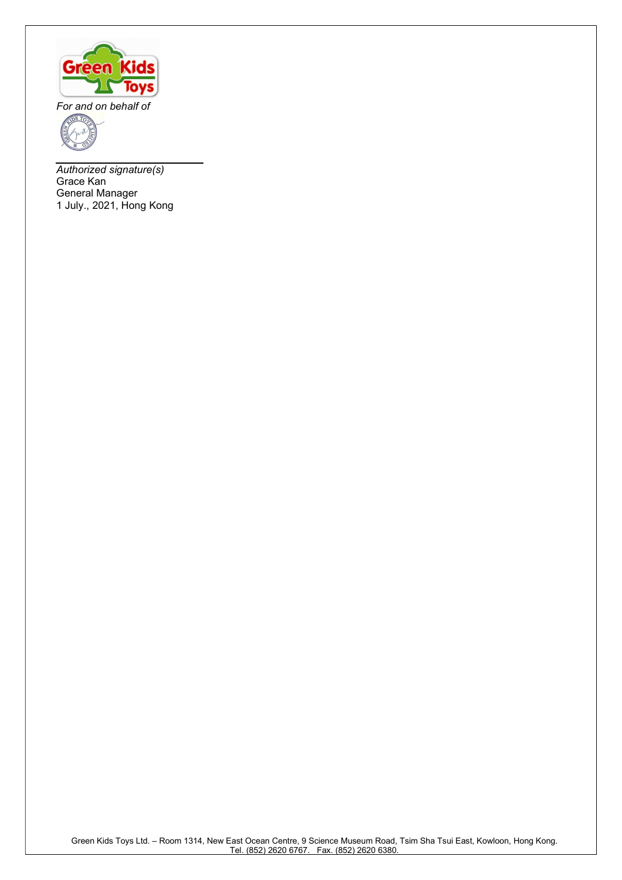*For and on behalf of*

---

*Authorized signature(s)*
Grace Kan
General Manager
1 July., 2021, Hong Kong

Green Kids Toys Ltd. – Room 1314, New East Ocean Centre, 9 Science Museum Road, Tsim Sha Tsui East, Kowloon, Hong Kong.
Tel. (852) 2620 6767. Fax. (852) 2620 6380.